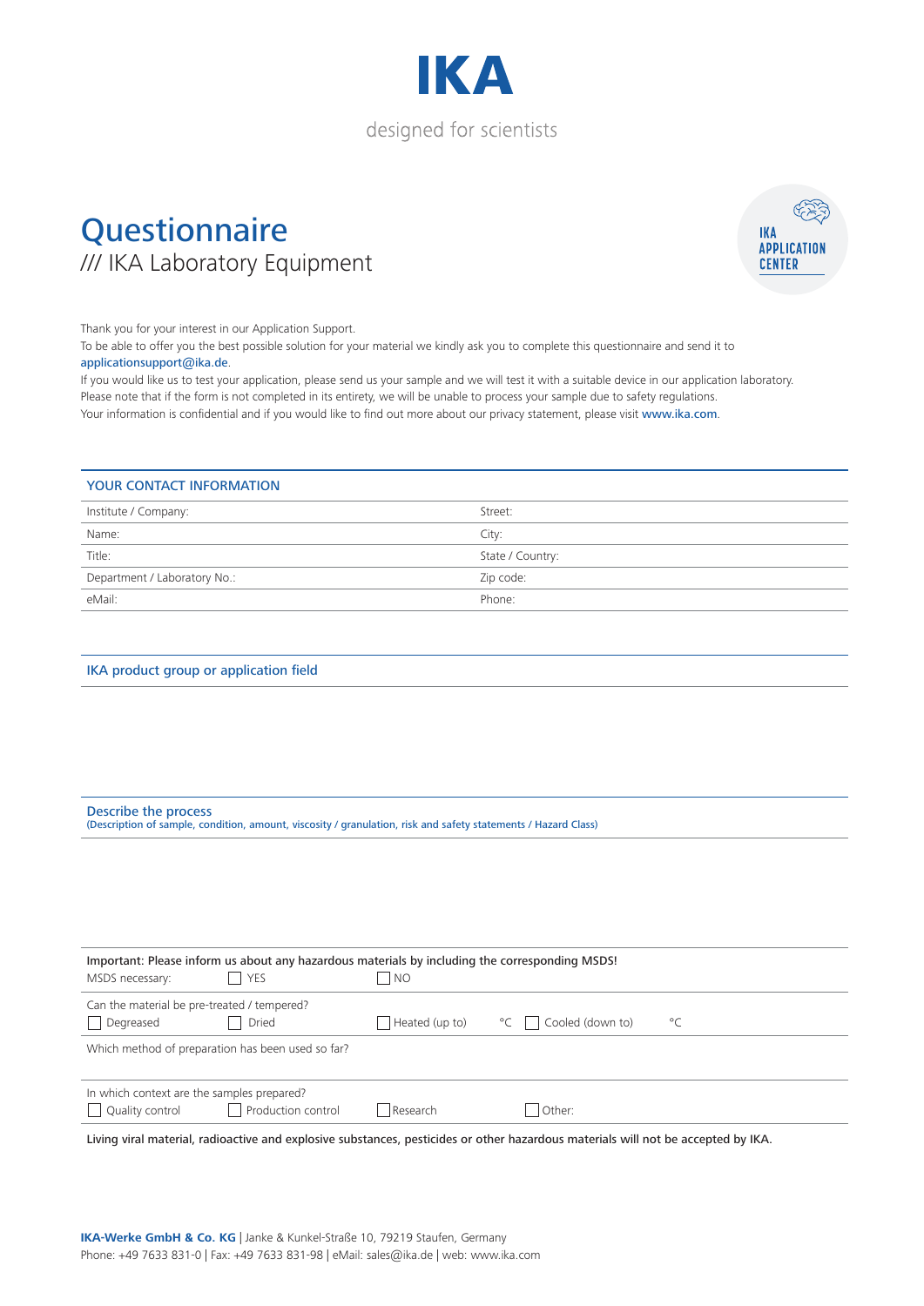# IKA

designed for scientists

# Questionnaire

/// IKA Laboratory Equipment

IKA APPLICATION CENTER

Thank you for your interest in our Application Support.
To be able to offer you the best possible solution for your material we kindly ask you to complete this questionnaire and send it to applicationsupport@ika.de.
If you would like us to test your application, please send us your sample and we will test it with a suitable device in our application laboratory.
Please note that if the form is not completed in its entirety, we will be unable to process your sample due to safety regulations.
Your information is confidential and if you would like to find out more about our privacy statement, please visit www.ika.com.

## YOUR CONTACT INFORMATION

| | |
|---|---|
| Institute / Company: | Street: |
| Name: | City: |
| Title: | State / Country: |
| Department / Laboratory No.: | Zip code: |
| eMail: | Phone: |

## IKA product group or application field

## Describe the process

(Description of sample, condition, amount, viscosity / granulation, risk and safety statements / Hazard Class)

Important: Please inform us about any hazardous materials by including the corresponding MSDS!

MSDS necessary: ☐ YES ☐ NO

Can the material be pre-treated / tempered?

☐ Degreased ☐ Dried ☐ Heated (up to) °C ☐ Cooled (down to) °C

Which method of preparation has been used so far?

In which context are the samples prepared?

☐ Quality control ☐ Production control ☐ Research ☐ Other:

Living viral material, radioactive and explosive substances, pesticides or other hazardous materials will not be accepted by IKA.

**IKA-Werke GmbH & Co. KG** | Janke & Kunkel-Straße 10, 79219 Staufen, Germany
Phone: +49 7633 831-0 | Fax: +49 7633 831-98 | eMail: sales@ika.de | web: www.ika.com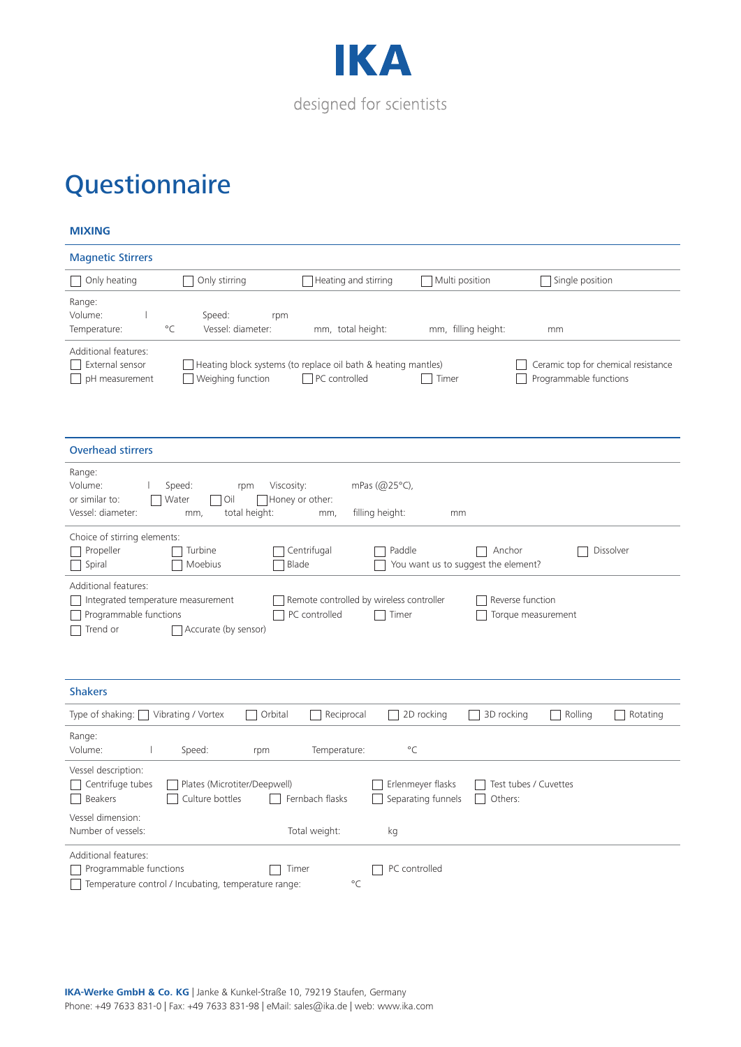**IKA**

designed for scientists

# Questionnaire

## MIXING

### Magnetic Stirrers

☐ Only heating ☐ Only stirring ☐ Heating and stirring ☐ Multi position ☐ Single position

Range:
Volume: l Speed: rpm
Temperature: °C Vessel: diameter: mm, total height: mm, filling height: mm

Additional features:
☐ External sensor ☐ Heating block systems (to replace oil bath & heating mantles) ☐ Ceramic top for chemical resistance
☐ pH measurement ☐ Weighing function ☐ PC controlled ☐ Timer ☐ Programmable functions

### Overhead stirrers

Range:
Volume: l Speed: rpm Viscosity: mPas (@25°C),
or similar to: ☐ Water ☐ Oil ☐ Honey or other:
Vessel: diameter: mm, total height: mm, filling height: mm

Choice of stirring elements:
☐ Propeller ☐ Turbine ☐ Centrifugal ☐ Paddle ☐ Anchor ☐ Dissolver
☐ Spiral ☐ Moebius ☐ Blade ☐ You want us to suggest the element?

Additional features:
☐ Integrated temperature measurement ☐ Remote controlled by wireless controller ☐ Reverse function
☐ Programmable functions ☐ PC controlled ☐ Timer ☐ Torque measurement
☐ Trend or ☐ Accurate (by sensor)

### Shakers

Type of shaking: ☐ Vibrating / Vortex ☐ Orbital ☐ Reciprocal ☐ 2D rocking ☐ 3D rocking ☐ Rolling ☐ Rotating

Range:
Volume: l Speed: rpm Temperature: °C

Vessel description:
☐ Centrifuge tubes ☐ Plates (Microtiter/Deepwell) ☐ Erlenmeyer flasks ☐ Test tubes / Cuvettes
☐ Beakers ☐ Culture bottles ☐ Fernbach flasks ☐ Separating funnels ☐ Others:

Vessel dimension:
Number of vessels: Total weight: kg

Additional features:
☐ Programmable functions ☐ Timer ☐ PC controlled
☐ Temperature control / Incubating, temperature range: °C

**IKA-Werke GmbH & Co. KG** | Janke & Kunkel-Straße 10, 79219 Staufen, Germany
Phone: +49 7633 831-0 | Fax: +49 7633 831-98 | eMail: sales@ika.de | web: www.ika.com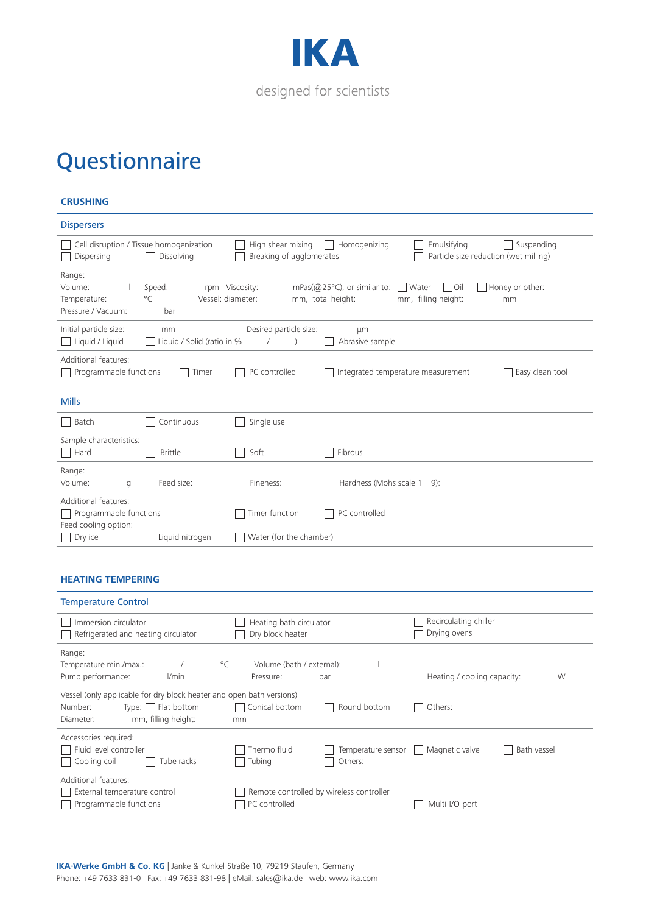**IKA**

designed for scientists

# Questionnaire

## CRUSHING

### Dispersers

- [ ] Cell disruption / Tissue homogenization
- [ ] Dispersing
- [ ] Dissolving
- [ ] High shear mixing
- [ ] Breaking of agglomerates
- [ ] Homogenizing
- [ ] Emulsifying
- [ ] Particle size reduction (wet milling)
- [ ] Suspending

Range:
Volume: l  Speed: rpm  Viscosity: mPas(@25°C), or similar to: [ ] Water [ ] Oil [ ] Honey or other:
Temperature: °C  Vessel: diameter: mm, total height: mm, filling height: mm
Pressure / Vacuum: bar

Initial particle size: mm  Desired particle size: µm
- [ ] Liquid / Liquid
- [ ] Liquid / Solid (ratio in % / )
- [ ] Abrasive sample

Additional features:
- [ ] Programmable functions
- [ ] Timer
- [ ] PC controlled
- [ ] Integrated temperature measurement
- [ ] Easy clean tool

### Mills

- [ ] Batch
- [ ] Continuous
- [ ] Single use

Sample characteristics:
- [ ] Hard
- [ ] Brittle
- [ ] Soft
- [ ] Fibrous

Range:
Volume: g  Feed size:  Fineness:  Hardness (Mohs scale 1 – 9):

Additional features:
- [ ] Programmable functions
- [ ] Timer function
- [ ] PC controlled

Feed cooling option:
- [ ] Dry ice
- [ ] Liquid nitrogen
- [ ] Water (for the chamber)

## HEATING TEMPERING

### Temperature Control

- [ ] Immersion circulator
- [ ] Refrigerated and heating circulator
- [ ] Heating bath circulator
- [ ] Dry block heater
- [ ] Recirculating chiller
- [ ] Drying ovens

Range:
Temperature min./max.: / °C  Volume (bath / external): l
Pump performance: l/min  Pressure: bar  Heating / cooling capacity: W

Vessel (only applicable for dry block heater and open bath versions)
Number:  Type: [ ] Flat bottom [ ] Conical bottom [ ] Round bottom [ ] Others:
Diameter: mm, filling height: mm

Accessories required:
- [ ] Fluid level controller
- [ ] Cooling coil
- [ ] Tube racks
- [ ] Thermo fluid
- [ ] Tubing
- [ ] Temperature sensor
- [ ] Others:
- [ ] Magnetic valve
- [ ] Bath vessel

Additional features:
- [ ] External temperature control
- [ ] Programmable functions
- [ ] Remote controlled by wireless controller
- [ ] PC controlled
- [ ] Multi-I/O-port

**IKA-Werke GmbH & Co. KG** | Janke & Kunkel-Straße 10, 79219 Staufen, Germany
Phone: +49 7633 831-0 | Fax: +49 7633 831-98 | eMail: sales@ika.de | web: www.ika.com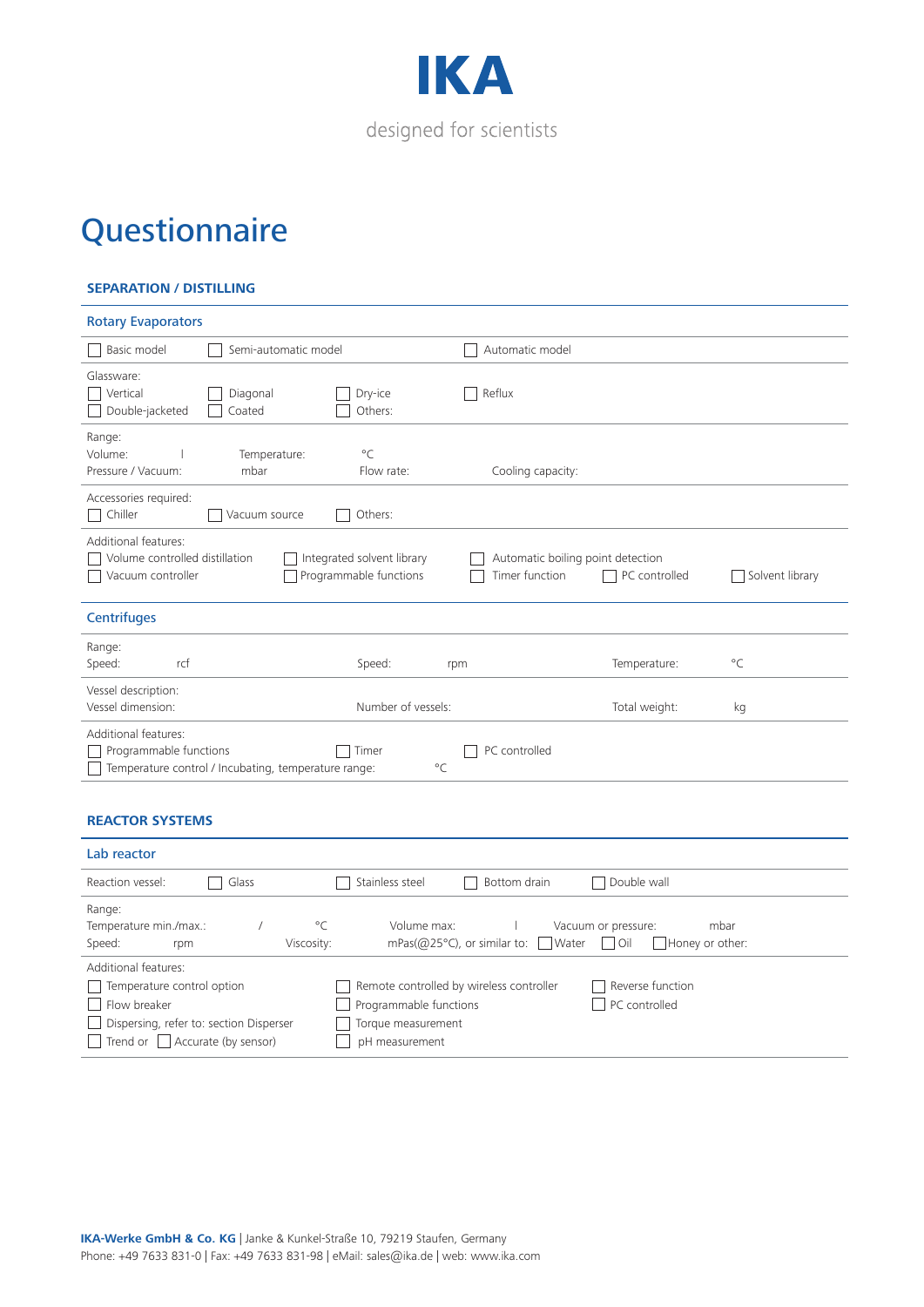**IKA**

designed for scientists

# Questionnaire

## SEPARATION / DISTILLING

### Rotary Evaporators

☐ Basic model ☐ Semi-automatic model ☐ Automatic model

Glassware:
☐ Vertical ☐ Diagonal ☐ Dry-ice ☐ Reflux
☐ Double-jacketed ☐ Coated ☐ Others:

Range:
Volume: l Temperature: °C
Pressure / Vacuum: mbar Flow rate: Cooling capacity:

Accessories required:
☐ Chiller ☐ Vacuum source ☐ Others:

Additional features:
☐ Volume controlled distillation ☐ Integrated solvent library ☐ Automatic boiling point detection
☐ Vacuum controller ☐ Programmable functions ☐ Timer function ☐ PC controlled ☐ Solvent library

### Centrifuges

Range:
Speed: rcf Speed: rpm Temperature: °C

Vessel description:
Vessel dimension: Number of vessels: Total weight: kg

Additional features:
☐ Programmable functions ☐ Timer ☐ PC controlled
☐ Temperature control / Incubating, temperature range: °C

## REACTOR SYSTEMS

### Lab reactor

Reaction vessel: ☐ Glass ☐ Stainless steel ☐ Bottom drain ☐ Double wall

Range:
Temperature min./max.: / °C Volume max: l Vacuum or pressure: mbar
Speed: rpm Viscosity: mPas(@25°C), or similar to: ☐ Water ☐ Oil ☐ Honey or other:

Additional features:
☐ Temperature control option ☐ Remote controlled by wireless controller ☐ Reverse function
☐ Flow breaker ☐ Programmable functions ☐ PC controlled
☐ Dispersing, refer to: section Disperser ☐ Torque measurement
☐ Trend or ☐ Accurate (by sensor) ☐ pH measurement

**IKA-Werke GmbH & Co. KG** | Janke & Kunkel-Straße 10, 79219 Staufen, Germany
Phone: +49 7633 831-0 | Fax: +49 7633 831-98 | eMail: sales@ika.de | web: www.ika.com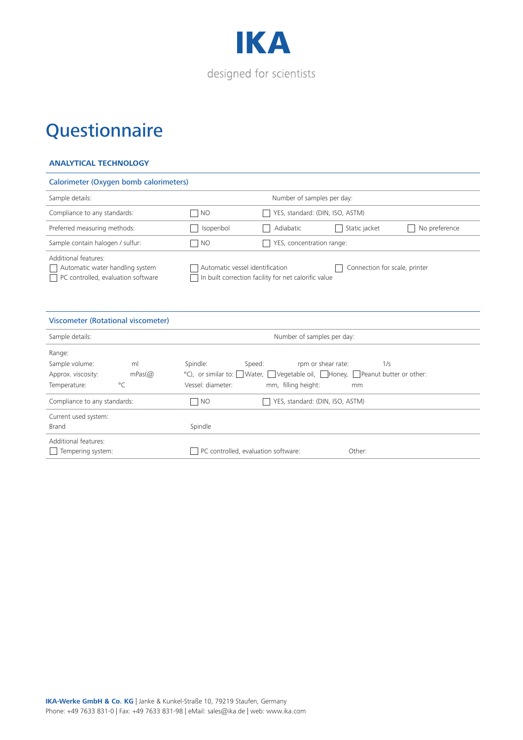**IKA**

designed for scientists

# Questionnaire

## ANALYTICAL TECHNOLOGY

### Calorimeter (Oxygen bomb calorimeters)

| | | | | |
|---|---|---|---|---|
| Sample details: | | Number of samples per day: | | |
| Compliance to any standards: | ☐ NO | ☐ YES, standard: (DIN, ISO, ASTM) | | |
| Preferred measuring methods: | ☐ Isoperibol | ☐ Adiabatic | ☐ Static jacket | ☐ No preference |
| Sample contain halogen / sulfur: | ☐ NO | ☐ YES, concentration range: | | |
| Additional features:<br>☐ Automatic water handling system<br>☐ PC controlled, evaluation software | ☐ Automatic vessel identification<br>☐ In built correction facility for net calorific value | | ☐ Connection for scale, printer | |

### Viscometer (Rotational viscometer)

| | | |
|---|---|---|
| Sample details: | Number of samples per day: | |
| Range:<br>Sample volume: ml<br>Approx. viscosity: mPas(@<br>Temperature: °C | Spindle: Speed: rpm or shear rate: 1/s<br>°C), or similar to: ☐ Water, ☐ Vegetable oil, ☐ Honey, ☐ Peanut butter or other:<br>Vessel: diameter: mm, filling height: mm | |
| Compliance to any standards: | ☐ NO | ☐ YES, standard: (DIN, ISO, ASTM) |
| Current used system:<br>Brand | Spindle | |
| Additional features:<br>☐ Tempering system: | ☐ PC controlled, evaluation software: | Other: |

**IKA-Werke GmbH & Co. KG** | Janke & Kunkel-Straße 10, 79219 Staufen, Germany
Phone: +49 7633 831-0 | Fax: +49 7633 831-98 | eMail: sales@ika.de | web: www.ika.com